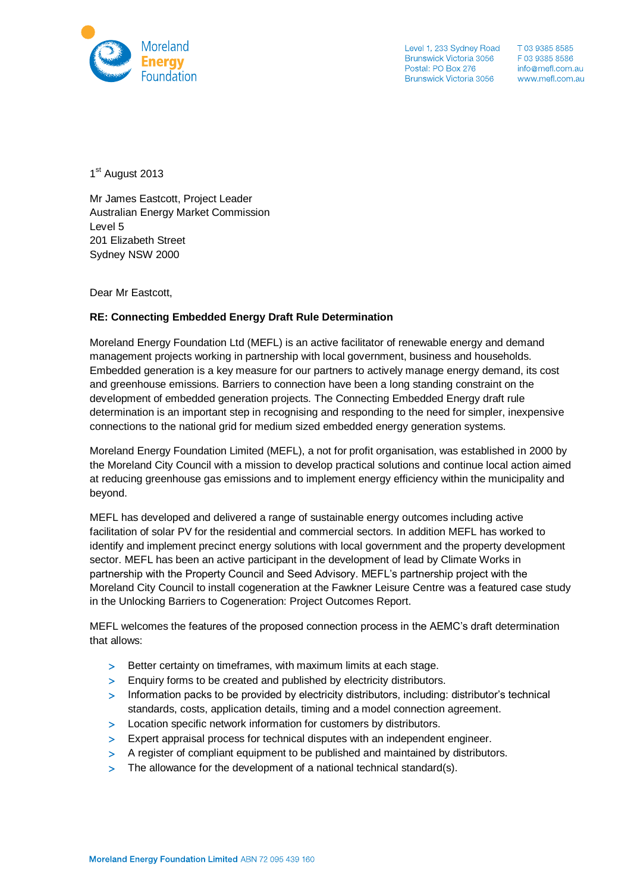Moreland Energy Foundation

Level 1, 233 Sydney Road
Brunswick Victoria 3056
Postal: PO Box 276
Brunswick Victoria 3056

T 03 9385 8585
F 03 9385 8586
info@mefl.com.au
www.mefl.com.au

1st August 2013

Mr James Eastcott, Project Leader
Australian Energy Market Commission
Level 5
201 Elizabeth Street
Sydney NSW 2000

Dear Mr Eastcott,

**RE: Connecting Embedded Energy Draft Rule Determination**

Moreland Energy Foundation Ltd (MEFL) is an active facilitator of renewable energy and demand management projects working in partnership with local government, business and households. Embedded generation is a key measure for our partners to actively manage energy demand, its cost and greenhouse emissions. Barriers to connection have been a long standing constraint on the development of embedded generation projects. The Connecting Embedded Energy draft rule determination is an important step in recognising and responding to the need for simpler, inexpensive connections to the national grid for medium sized embedded energy generation systems.

Moreland Energy Foundation Limited (MEFL), a not for profit organisation, was established in 2000 by the Moreland City Council with a mission to develop practical solutions and continue local action aimed at reducing greenhouse gas emissions and to implement energy efficiency within the municipality and beyond.

MEFL has developed and delivered a range of sustainable energy outcomes including active facilitation of solar PV for the residential and commercial sectors. In addition MEFL has worked to identify and implement precinct energy solutions with local government and the property development sector. MEFL has been an active participant in the development of lead by Climate Works in partnership with the Property Council and Seed Advisory. MEFL's partnership project with the Moreland City Council to install cogeneration at the Fawkner Leisure Centre was a featured case study in the Unlocking Barriers to Cogeneration: Project Outcomes Report.

MEFL welcomes the features of the proposed connection process in the AEMC's draft determination that allows:

- Better certainty on timeframes, with maximum limits at each stage.
- Enquiry forms to be created and published by electricity distributors.
- Information packs to be provided by electricity distributors, including: distributor's technical standards, costs, application details, timing and a model connection agreement.
- Location specific network information for customers by distributors.
- Expert appraisal process for technical disputes with an independent engineer.
- A register of compliant equipment to be published and maintained by distributors.
- The allowance for the development of a national technical standard(s).

Moreland Energy Foundation Limited ABN 72 095 439 160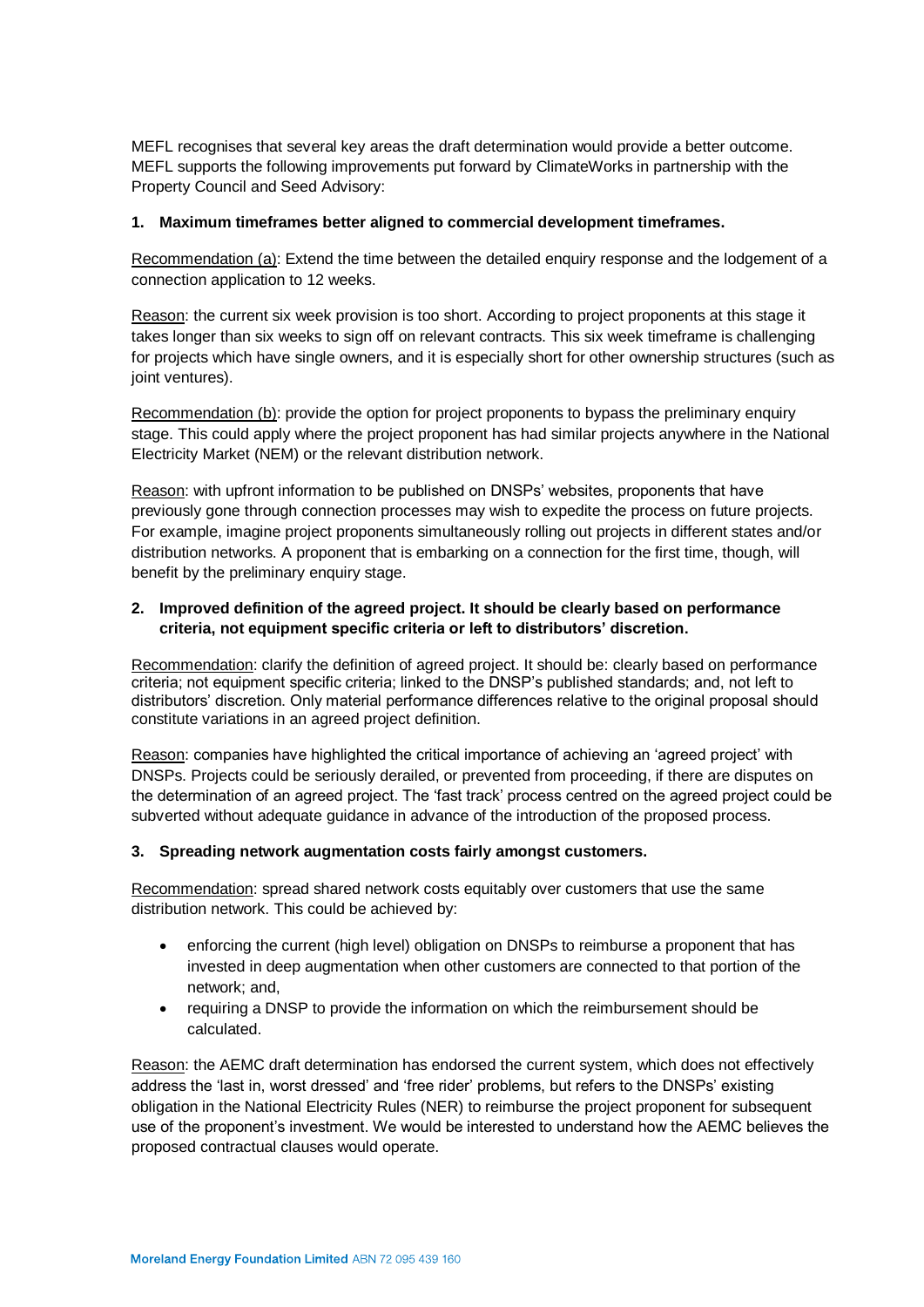MEFL recognises that several key areas the draft determination would provide a better outcome. MEFL supports the following improvements put forward by ClimateWorks in partnership with the Property Council and Seed Advisory:

**1. Maximum timeframes better aligned to commercial development timeframes.**

Recommendation (a): Extend the time between the detailed enquiry response and the lodgement of a connection application to 12 weeks.

Reason: the current six week provision is too short. According to project proponents at this stage it takes longer than six weeks to sign off on relevant contracts. This six week timeframe is challenging for projects which have single owners, and it is especially short for other ownership structures (such as joint ventures).

Recommendation (b): provide the option for project proponents to bypass the preliminary enquiry stage. This could apply where the project proponent has had similar projects anywhere in the National Electricity Market (NEM) or the relevant distribution network.

Reason: with upfront information to be published on DNSPs' websites, proponents that have previously gone through connection processes may wish to expedite the process on future projects. For example, imagine project proponents simultaneously rolling out projects in different states and/or distribution networks. A proponent that is embarking on a connection for the first time, though, will benefit by the preliminary enquiry stage.

**2. Improved definition of the agreed project. It should be clearly based on performance criteria, not equipment specific criteria or left to distributors' discretion.**

Recommendation: clarify the definition of agreed project. It should be: clearly based on performance criteria; not equipment specific criteria; linked to the DNSP's published standards; and, not left to distributors' discretion. Only material performance differences relative to the original proposal should constitute variations in an agreed project definition.

Reason: companies have highlighted the critical importance of achieving an 'agreed project' with DNSPs. Projects could be seriously derailed, or prevented from proceeding, if there are disputes on the determination of an agreed project. The 'fast track' process centred on the agreed project could be subverted without adequate guidance in advance of the introduction of the proposed process.

**3. Spreading network augmentation costs fairly amongst customers.**

Recommendation: spread shared network costs equitably over customers that use the same distribution network. This could be achieved by:

- enforcing the current (high level) obligation on DNSPs to reimburse a proponent that has invested in deep augmentation when other customers are connected to that portion of the network; and,
- requiring a DNSP to provide the information on which the reimbursement should be calculated.

Reason: the AEMC draft determination has endorsed the current system, which does not effectively address the 'last in, worst dressed' and 'free rider' problems, but refers to the DNSPs' existing obligation in the National Electricity Rules (NER) to reimburse the project proponent for subsequent use of the proponent's investment. We would be interested to understand how the AEMC believes the proposed contractual clauses would operate.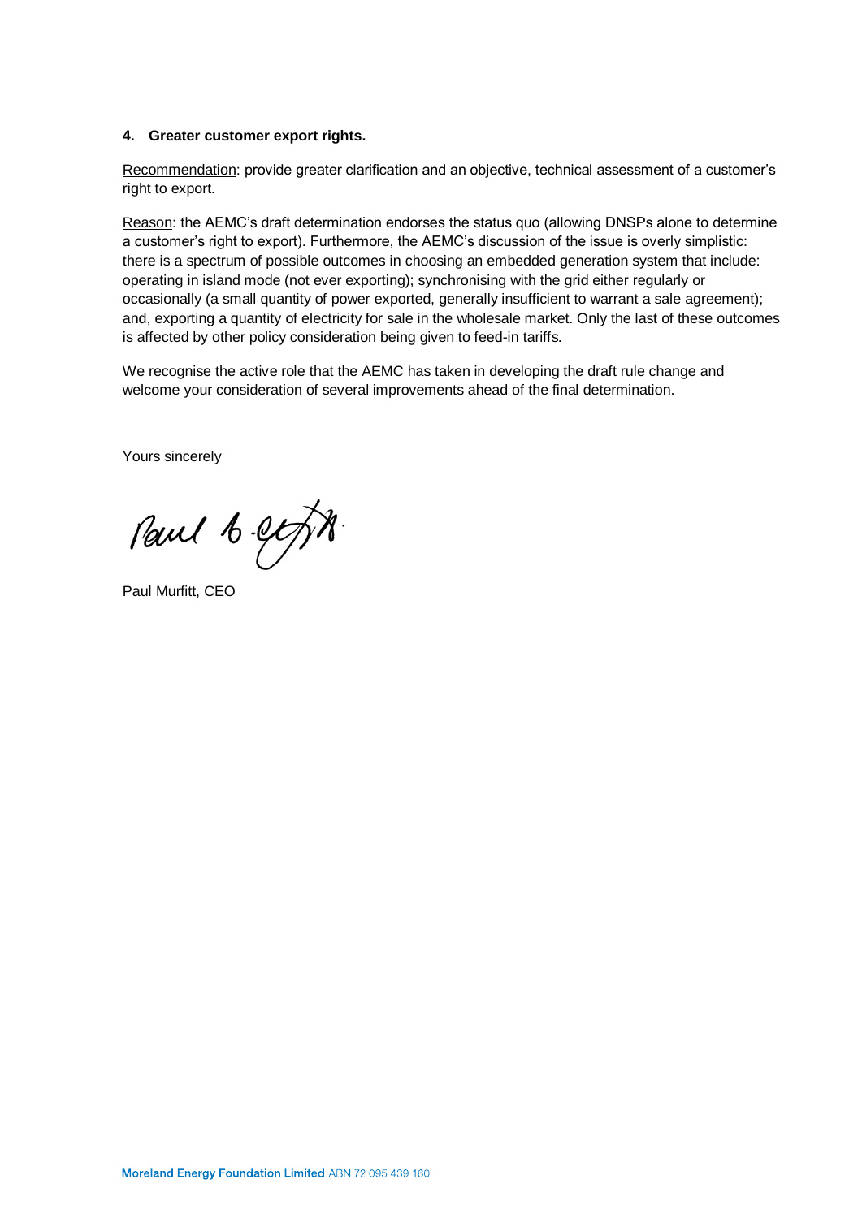**4. Greater customer export rights.**

Recommendation: provide greater clarification and an objective, technical assessment of a customer's right to export.

Reason: the AEMC's draft determination endorses the status quo (allowing DNSPs alone to determine a customer's right to export). Furthermore, the AEMC's discussion of the issue is overly simplistic: there is a spectrum of possible outcomes in choosing an embedded generation system that include: operating in island mode (not ever exporting); synchronising with the grid either regularly or occasionally (a small quantity of power exported, generally insufficient to warrant a sale agreement); and, exporting a quantity of electricity for sale in the wholesale market. Only the last of these outcomes is affected by other policy consideration being given to feed-in tariffs.

We recognise the active role that the AEMC has taken in developing the draft rule change and welcome your consideration of several improvements ahead of the final determination.

Yours sincerely

Paul Murfitt, CEO

Moreland Energy Foundation Limited ABN 72 095 439 160